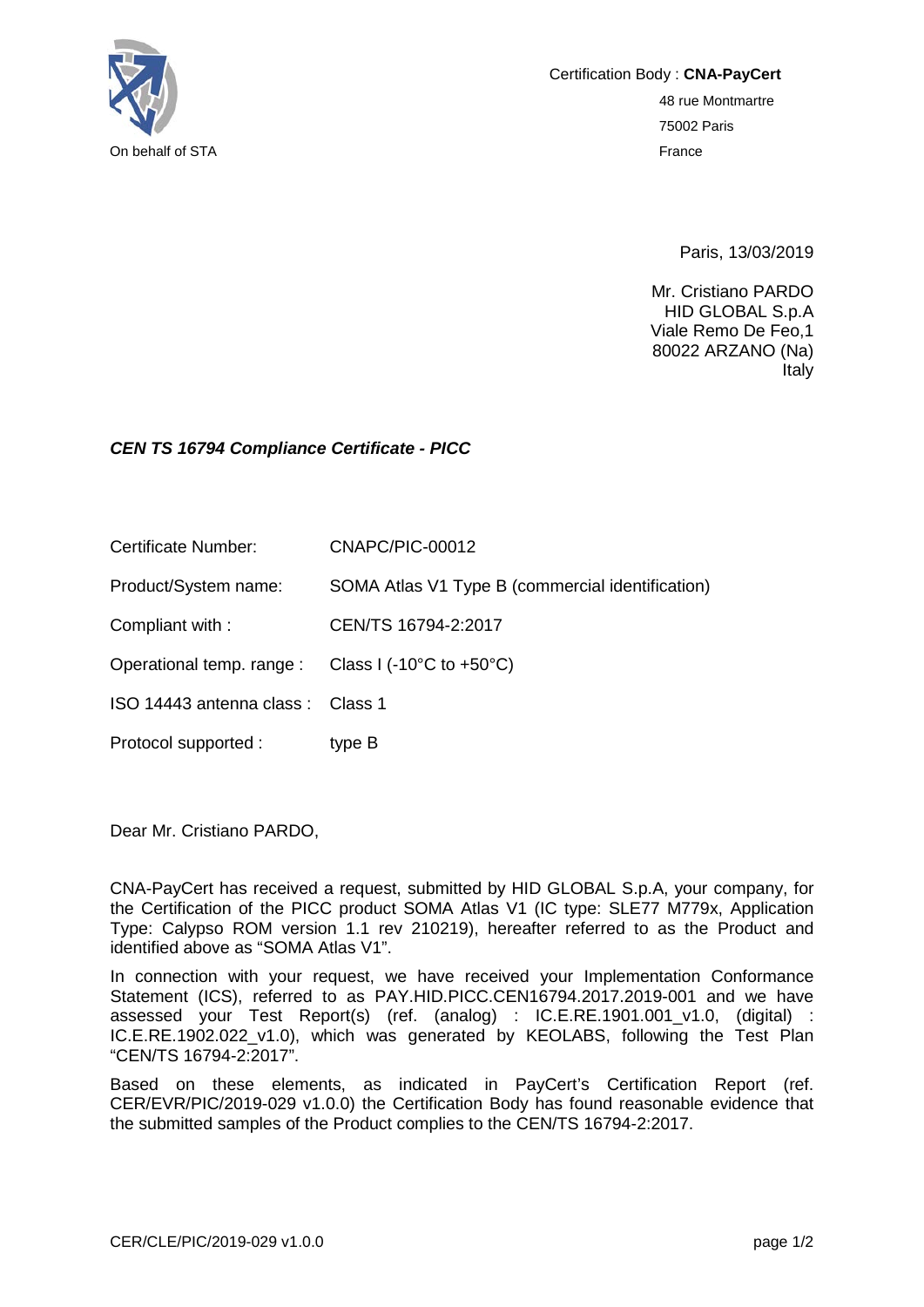On behalf of STA

Certification Body : **CNA-PayCert**
48 rue Montmartre
75002 Paris
France

Paris, 13/03/2019

Mr. Cristiano PARDO
HID GLOBAL S.p.A
Viale Remo De Feo,1
80022 ARZANO (Na)
Italy

***CEN TS 16794 Compliance Certificate - PICC***

| | |
|---|---|
| Certificate Number: | CNAPC/PIC-00012 |
| Product/System name: | SOMA Atlas V1 Type B (commercial identification) |
| Compliant with : | CEN/TS 16794-2:2017 |
| Operational temp. range : | Class I (-10°C to +50°C) |
| ISO 14443 antenna class : | Class 1 |
| Protocol supported : | type B |

Dear Mr. Cristiano PARDO,

CNA-PayCert has received a request, submitted by HID GLOBAL S.p.A, your company, for the Certification of the PICC product SOMA Atlas V1 (IC type: SLE77 M779x, Application Type: Calypso ROM version 1.1 rev 210219), hereafter referred to as the Product and identified above as “SOMA Atlas V1”.

In connection with your request, we have received your Implementation Conformance Statement (ICS), referred to as PAY.HID.PICC.CEN16794.2017.2019-001 and we have assessed your Test Report(s) (ref. (analog) : IC.E.RE.1901.001_v1.0, (digital) : IC.E.RE.1902.022_v1.0), which was generated by KEOLABS, following the Test Plan “CEN/TS 16794-2:2017”.

Based on these elements, as indicated in PayCert’s Certification Report (ref. CER/EVR/PIC/2019-029 v1.0.0) the Certification Body has found reasonable evidence that the submitted samples of the Product complies to the CEN/TS 16794-2:2017.

CER/CLE/PIC/2019-029 v1.0.0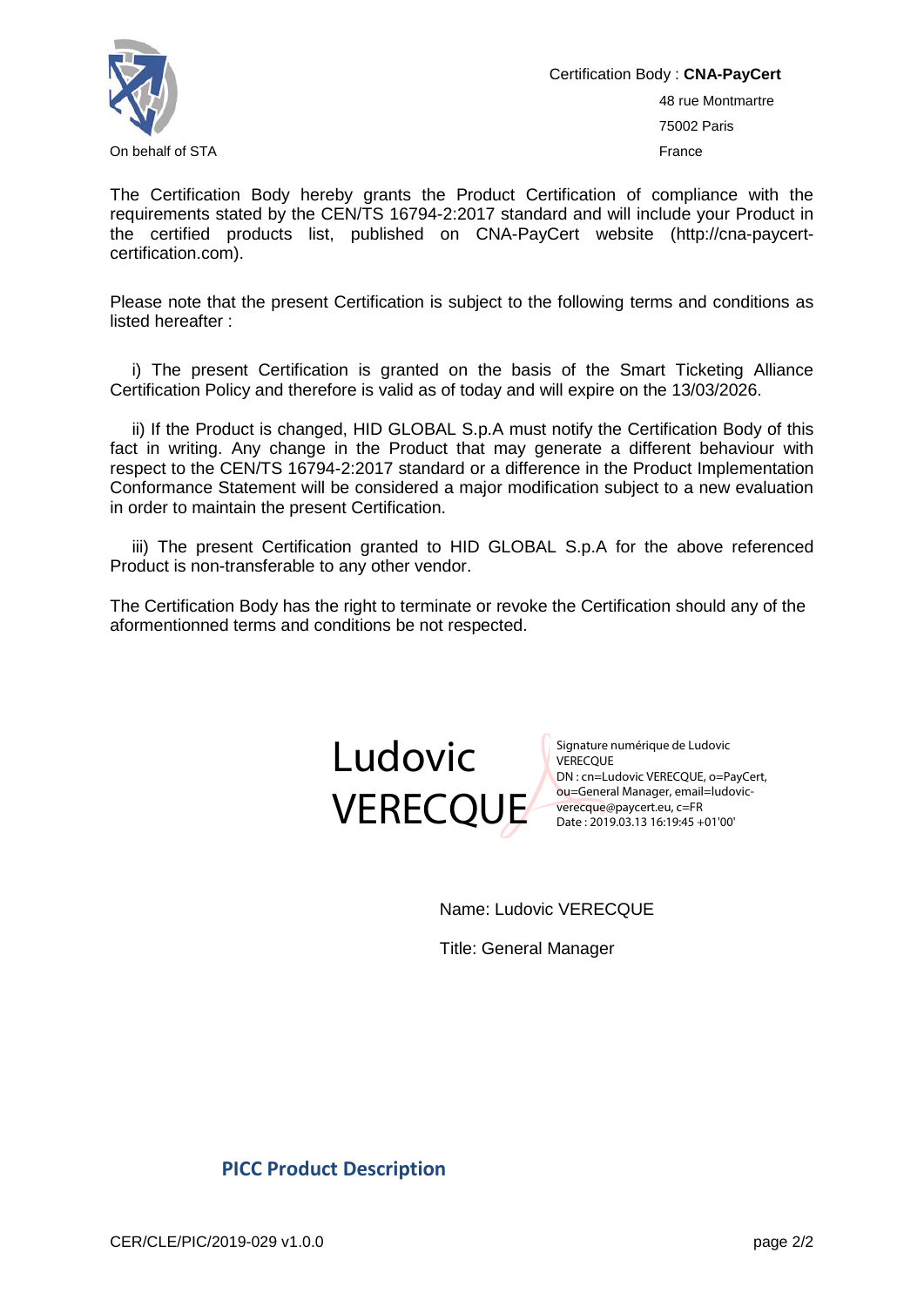On behalf of STA

Certification Body : **CNA-PayCert**

48 rue Montmartre

75002 Paris

France

The Certification Body hereby grants the Product Certification of compliance with the requirements stated by the CEN/TS 16794-2:2017 standard and will include your Product in the certified products list, published on CNA-PayCert website (http://cna-paycert-certification.com).

Please note that the present Certification is subject to the following terms and conditions as listed hereafter :

i) The present Certification is granted on the basis of the Smart Ticketing Alliance Certification Policy and therefore is valid as of today and will expire on the 13/03/2026.

ii) If the Product is changed, HID GLOBAL S.p.A must notify the Certification Body of this fact in writing. Any change in the Product that may generate a different behaviour with respect to the CEN/TS 16794-2:2017 standard or a difference in the Product Implementation Conformance Statement will be considered a major modification subject to a new evaluation in order to maintain the present Certification.

iii) The present Certification granted to HID GLOBAL S.p.A for the above referenced Product is non-transferable to any other vendor.

The Certification Body has the right to terminate or revoke the Certification should any of the aformentionned terms and conditions be not respected.

Ludovic VERECQUE

Signature numérique de Ludovic VERECQUE
DN : cn=Ludovic VERECQUE, o=PayCert, ou=General Manager, email=ludovic-verecque@paycert.eu, c=FR
Date : 2019.03.13 16:19:45 +01'00'

Name: Ludovic VERECQUE

Title: General Manager

## PICC Product Description

CER/CLE/PIC/2019-029 v1.0.0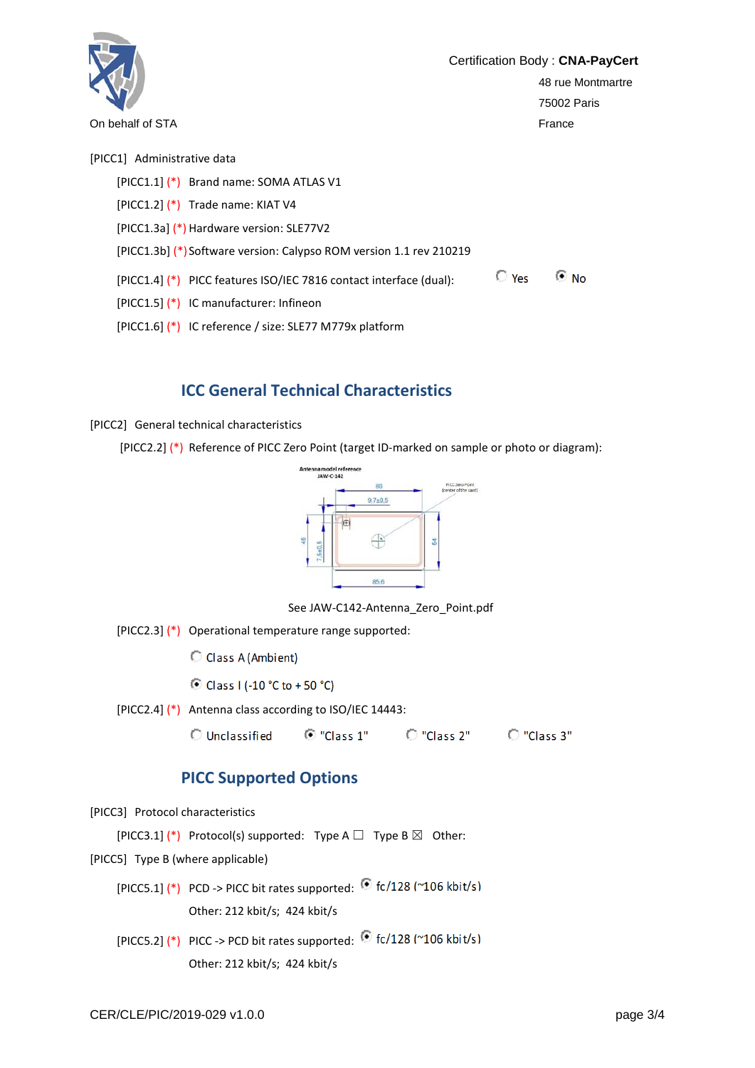On behalf of STA

Certification Body : **CNA-PayCert**
48 rue Montmartre
75002 Paris
France

[PICC1] Administrative data

[PICC1.1] (*) Brand name: SOMA ATLAS V1

[PICC1.2] (*) Trade name: KIAT V4

[PICC1.3a] (*) Hardware version: SLE77V2

[PICC1.3b] (*) Software version: Calypso ROM version 1.1 rev 210219

[PICC1.4] (*) PICC features ISO/IEC 7816 contact interface (dual): ○ Yes ◉ No

[PICC1.5] (*) IC manufacturer: Infineon

[PICC1.6] (*) IC reference / size: SLE77 M779x platform

## ICC General Technical Characteristics

[PICC2] General technical characteristics

[PICC2.2] (*) Reference of PICC Zero Point (target ID-marked on sample or photo or diagram):

See JAW-C142-Antenna_Zero_Point.pdf

[PICC2.3] (*) Operational temperature range supported:

○ Class A (Ambient)

◉ Class I (-10 °C to + 50 °C)

[PICC2.4] (*) Antenna class according to ISO/IEC 14443:

○ Unclassified ◉ "Class 1" ○ "Class 2" ○ "Class 3"

## PICC Supported Options

[PICC3] Protocol characteristics

[PICC3.1] (*) Protocol(s) supported: Type A ☐ Type B ☒ Other:

[PICC5] Type B (where applicable)

[PICC5.1] (*) PCD -> PICC bit rates supported: ◉ fc/128 (~106 kbit/s)

Other: 212 kbit/s; 424 kbit/s

[PICC5.2] (*) PICC -> PCD bit rates supported: ◉ fc/128 (~106 kbit/s)

Other: 212 kbit/s; 424 kbit/s

CER/CLE/PIC/2019-029 v1.0.0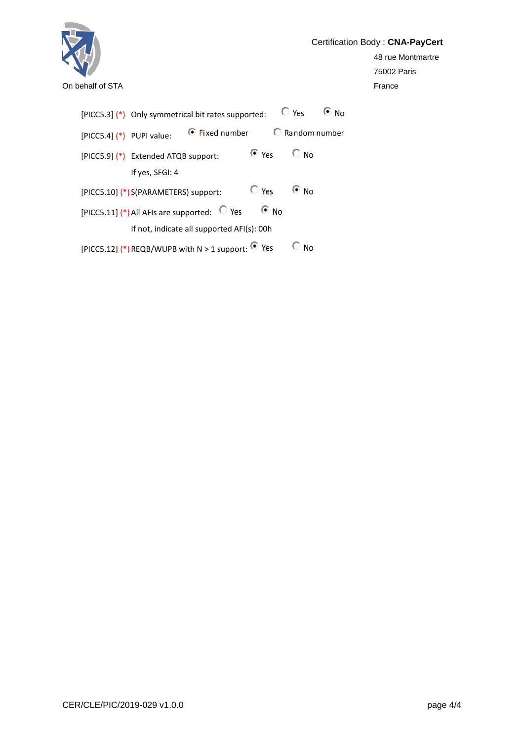On behalf of STA

Certification Body : **CNA-PayCert**
48 rue Montmartre
75002 Paris
France

[PICC5.3] (*) Only symmetrical bit rates supported: ○ Yes ◉ No

[PICC5.4] (*) PUPI value: ◉ Fixed number ○ Random number

[PICC5.9] (*) Extended ATQB support: ◉ Yes ○ No

If yes, SFGI: 4

[PICC5.10] (*) S(PARAMETERS) support: ○ Yes ◉ No

[PICC5.11] (*) All AFIs are supported: ○ Yes ◉ No

If not, indicate all supported AFI(s): 00h

[PICC5.12] (*) REQB/WUPB with N > 1 support: ◉ Yes ○ No

CER/CLE/PIC/2019-029 v1.0.0